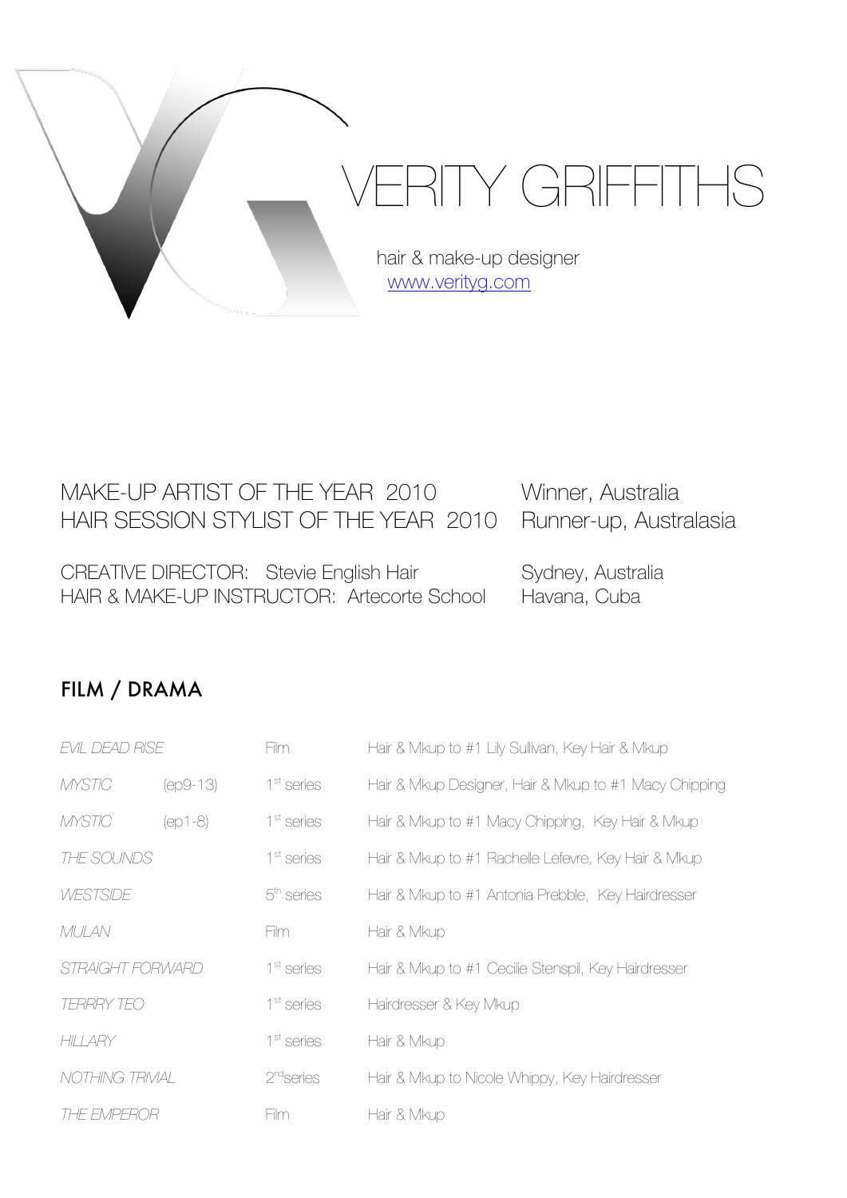// VERITY GRIFFITHS

hair & make-up designer
[www.verityg.com](http://www.verityg.com)

MAKE-UP ARTIST OF THE YEAR 2010 — Winner, Australia
HAIR SESSION STYLIST OF THE YEAR 2010 — Runner-up, Australasia

CREATIVE DIRECTOR: Stevie English Hair — Sydney, Australia
HAIR & MAKE-UP INSTRUCTOR: Artecorte School — Havana, Cuba

## FILM / DRAMA

| | | | |
|---|---|---|---|
| *EVIL DEAD RISE* | | Film | Hair & Mkup to #1 Lily Sullivan, Key Hair & Mkup |
| *MYSTIC* | (ep9-13) | 1st series | Hair & Mkup Designer, Hair & Mkup to #1 Macy Chipping |
| *MYSTIC* | (ep1-8) | 1st series | Hair & Mkup to #1 Macy Chipping, Key Hair & Mkup |
| *THE SOUNDS* | | 1st series | Hair & Mkup to #1 Rachelle Lefevre, Key Hair & Mkup |
| *WESTSIDE* | | 5th series | Hair & Mkup to #1 Antonia Prebble, Key Hairdresser |
| *MULAN* | | Film | Hair & Mkup |
| *STRAIGHT FORWARD* | | 1st series | Hair & Mkup to #1 Cecilie Stenspil, Key Hairdresser |
| *TERRRY TEO* | | 1st series | Hairdresser & Key Mkup |
| *HILLARY* | | 1st series | Hair & Mkup |
| *NOTHING TRIVIAL* | | 2nd series | Hair & Mkup to Nicole Whippy, Key Hairdresser |
| *THE EMPEROR* | | Film | Hair & Mkup |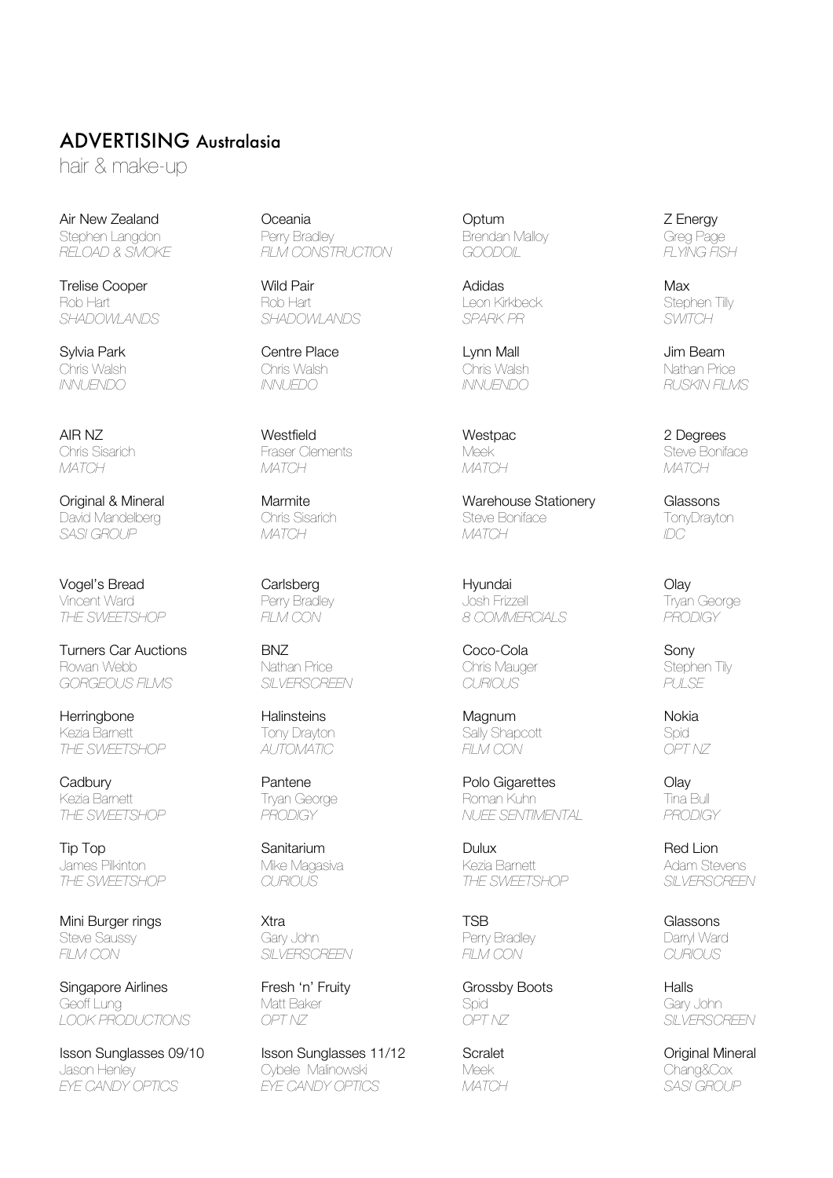# ADVERTISING Australasia

hair & make-up

Air New Zealand
Stephen Langdon
*RELOAD & SMOKE*

Oceania
Perry Bradley
*FILM CONSTRUCTION*

Optum
Brendan Malloy
*GOODOIL*

Z Energy
Greg Page
*FLYING FISH*

Trelise Cooper
Rob Hart
*SHADOWLANDS*

Wild Pair
Rob Hart
*SHADOWLANDS*

Adidas
Leon Kirkbeck
*SPARK PR*

Max
Stephen Tilly
*SWITCH*

Sylvia Park
Chris Walsh
*INNUENDO*

Centre Place
Chris Walsh
*INNUEDO*

Lynn Mall
Chris Walsh
*INNUENDO*

Jim Beam
Nathan Price
*RUSKIN FILMS*

AIR NZ
Chris Sisarich
*MATCH*

Westfield
Fraser Clements
*MATCH*

Westpac
Meek
*MATCH*

2 Degrees
Steve Boniface
*MATCH*

Original & Mineral
David Mandelberg
*SASI GROUP*

Marmite
Chris Sisarich
*MATCH*

Warehouse Stationery
Steve Boniface
*MATCH*

Glassons
TonyDrayton
*IDC*

Vogel's Bread
Vincent Ward
*THE SWEETSHOP*

Carlsberg
Perry Bradley
*FILM CON*

Hyundai
Josh Frizzell
*8 COMMERCIALS*

Olay
Tryan George
*PRODIGY*

Turners Car Auctions
Rowan Webb
*GORGEOUS FILMS*

BNZ
Nathan Price
*SILVERSCREEN*

Coco-Cola
Chris Mauger
*CURIOUS*

Sony
Stephen Tily
*PULSE*

Herringbone
Kezia Barnett
*THE SWEETSHOP*

Halinsteins
Tony Drayton
*AUTOMATIC*

Magnum
Sally Shapcott
*FILM CON*

Nokia
Spid
*OPT NZ*

Cadbury
Kezia Barnett
*THE SWEETSHOP*

Pantene
Tryan George
*PRODIGY*

Polo Gigarettes
Roman Kuhn
*NUEE SENTIMENTAL*

Olay
Tina Bull
*PRODIGY*

Tip Top
James Pilkinton
*THE SWEETSHOP*

Sanitarium
Mike Magasiva
*CURIOUS*

Dulux
Kezia Barnett
*THE SWEETSHOP*

Red Lion
Adam Stevens
*SILVERSCREEN*

Mini Burger rings
Steve Saussy
*FILM CON*

Xtra
Gary John
*SILVERSCREEN*

TSB
Perry Bradley
*FILM CON*

Glassons
Darryl Ward
*CURIOUS*

Singapore Airlines
Geoff Lung
*LOOK PRODUCTIONS*

Fresh 'n' Fruity
Matt Baker
*OPT NZ*

Grossby Boots
Spid
*OPT NZ*

Halls
Gary John
*SILVERSCREEN*

Isson Sunglasses 09/10
Jason Henley
*EYE CANDY OPTICS*

Isson Sunglasses 11/12
Cybele Malinowski
*EYE CANDY OPTICS*

Scralet
Meek
*MATCH*

Original Mineral
Chang&Cox
*SASI GROUP*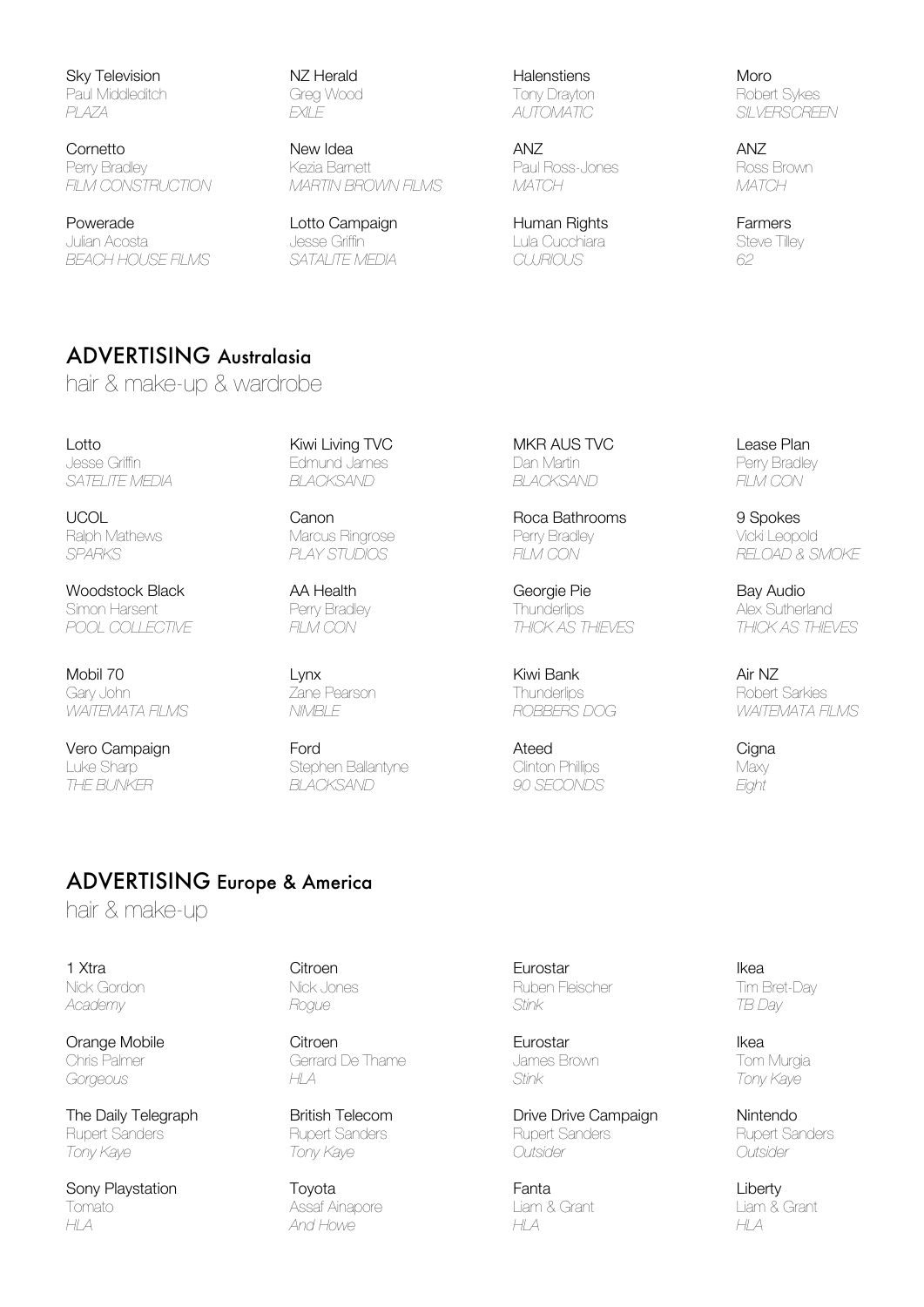Sky Television
Paul Middleditch
*PLAZA*

NZ Herald
Greg Wood
*EXILE*

Halenstiens
Tony Drayton
*AUTOMATIC*

Moro
Robert Sykes
*SILVERSCREEN*

Cornetto
Perry Bradley
*FILM CONSTRUCTION*

New Idea
Kezia Barnett
*MARTIN BROWN FILMS*

ANZ
Paul Ross-Jones
*MATCH*

ANZ
Ross Brown
*MATCH*

Powerade
Julian Acosta
*BEACH HOUSE FILMS*

Lotto Campaign
Jesse Griffin
*SATALITE MEDIA*

Human Rights
Lula Cucchiara
*CURIOUS*

Farmers
Steve Tilley
*62*

## ADVERTISING Australasia

hair & make-up & wardrobe

Lotto
Jesse Griffin
*SATELITE MEDIA*

Kiwi Living TVC
Edmund James
*BLACKSAND*

MKR AUS TVC
Dan Martin
*BLACKSAND*

Lease Plan
Perry Bradley
*FILM CON*

UCOL
Ralph Mathews
*SPARKS*

Canon
Marcus Ringrose
*PLAY STUDIOS*

Roca Bathrooms
Perry Bradley
*FILM CON*

9 Spokes
Vicki Leopold
*RELOAD & SMOKE*

Woodstock Black
Simon Harsent
*POOL COLLECTIVE*

AA Health
Perry Bradley
*FILM CON*

Georgie Pie
Thunderlips
*THICK AS THIEVES*

Bay Audio
Alex Sutherland
*THICK AS THIEVES*

Mobil 70
Gary John
*WAITEMATA FILMS*

Lynx
Zane Pearson
*NIMBLE*

Kiwi Bank
Thunderlips
*ROBBERS DOG*

Air NZ
Robert Sarkies
*WAITEMATA FILMS*

Vero Campaign
Luke Sharp
*THE BUNKER*

Ford
Stephen Ballantyne
*BLACKSAND*

Ateed
Clinton Phillips
*90 SECONDS*

Cigna
Maxy
*Eight*

## ADVERTISING Europe & America

hair & make-up

1 Xtra
Nick Gordon
*Academy*

Citroen
Nick Jones
*Rogue*

Eurostar
Ruben Fleischer
*Stink*

Ikea
Tim Bret-Day
*TB Day*

Orange Mobile
Chris Palmer
*Gorgeous*

Citroen
Gerrard De Thame
*HLA*

Eurostar
James Brown
*Stink*

Ikea
Tom Murgia
*Tony Kaye*

The Daily Telegraph
Rupert Sanders
*Tony Kaye*

British Telecom
Rupert Sanders
*Tony Kaye*

Drive Drive Campaign
Rupert Sanders
*Outsider*

Nintendo
Rupert Sanders
*Outsider*

Sony Playstation
Tomato
*HLA*

Toyota
Assaf Ainapore
*And Howe*

Fanta
Liam & Grant
*HLA*

Liberty
Liam & Grant
*HLA*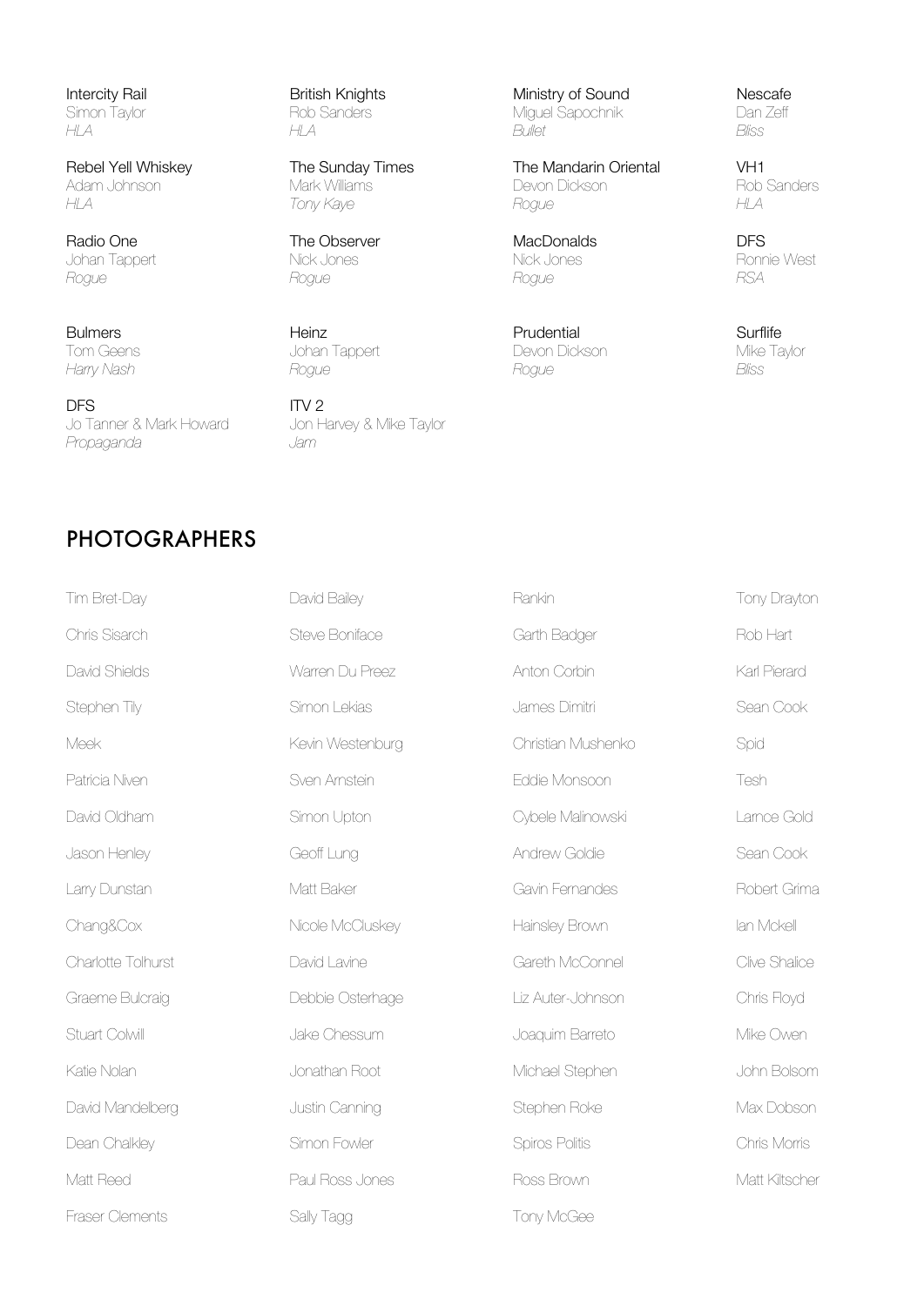Intercity Rail
Simon Taylor
*HLA*

British Knights
Rob Sanders
*HLA*

Ministry of Sound
Miguel Sapochnik
*Bullet*

Nescafe
Dan Zeff
*Bliss*

Rebel Yell Whiskey
Adam Johnson
*HLA*

The Sunday Times
Mark Williams
*Tony Kaye*

The Mandarin Oriental
Devon Dickson
*Rogue*

VH1
Rob Sanders
*HLA*

Radio One
Johan Tappert
*Rogue*

The Observer
Nick Jones
*Rogue*

MacDonalds
Nick Jones
*Rogue*

DFS
Ronnie West
*RSA*

Bulmers
Tom Geens
*Harry Nash*

Heinz
Johan Tappert
*Rogue*

Prudential
Devon Dickson
*Rogue*

Surflife
Mike Taylor
*Bliss*

DFS
Jo Tanner & Mark Howard
*Propaganda*

ITV 2
Jon Harvey & Mike Taylor
*Jam*

## PHOTOGRAPHERS

Tim Bret-Day
Chris Sisarch
David Shields
Stephen Tily
Meek
Patricia Niven
David Oldham
Jason Henley
Larry Dunstan
Chang&Cox
Charlotte Tolhurst
Graeme Bulcraig
Stuart Colwill
Katie Nolan
David Mandelberg
Dean Chalkley
Matt Reed
Fraser Clements

David Bailey
Steve Boniface
Warren Du Preez
Simon Lekias
Kevin Westenburg
Sven Arnstein
Simon Upton
Geoff Lung
Matt Baker
Nicole McCluskey
David Lavine
Debbie Osterhage
Jake Chessum
Jonathan Root
Justin Canning
Simon Fowler
Paul Ross Jones
Sally Tagg

Rankin
Garth Badger
Anton Corbin
James Dimitri
Christian Mushenko
Eddie Monsoon
Cybele Malinowski
Andrew Goldie
Gavin Fernandes
Hainsley Brown
Gareth McConnel
Liz Auter-Johnson
Joaquim Barreto
Michael Stephen
Stephen Roke
Spiros Politis
Ross Brown
Tony McGee

Tony Drayton
Rob Hart
Karl Pierard
Sean Cook
Spid
Tesh
Larnce Gold
Sean Cook
Robert Grima
Ian Mckell
Clive Shalice
Chris Floyd
Mike Owen
John Bolsom
Max Dobson
Chris Morris
Matt Kiltscher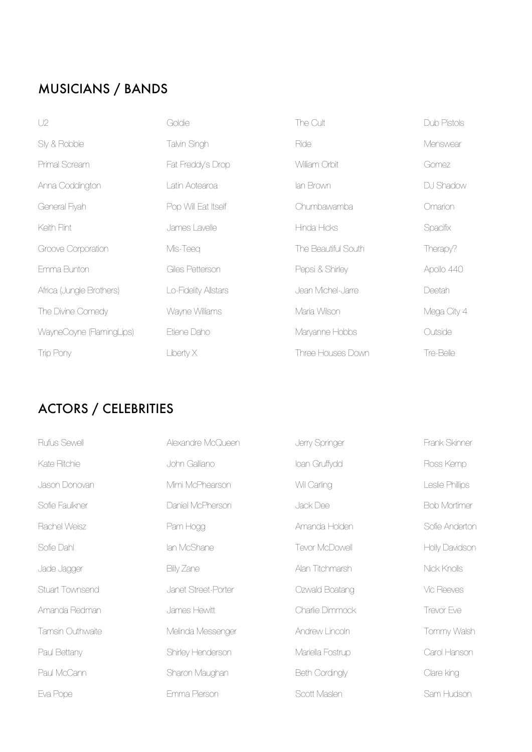## MUSICIANS / BANDS

U2

Sly & Robbie

Primal Scream

Anna Coddington

General Fiyah

Keith Flint

Groove Corporation

Emma Bunton

Africa (Jungle Brothers)

The Divine Comedy

WayneCoyne (FlamingLips)

Trip Pony

Goldie

Talvin Singh

Fat Freddy's Drop

Latin Aotearoa

Pop Will Eat Itself

James Lavelle

Mis-Teeq

Giles Petterson

Lo-Fidelity Allstars

Wayne Williams

Etiene Daho

Liberty X

The Cult

Ride

William Orbit

Ian Brown

Chumbawamba

Hinda Hicks

The Beautiful South

Pepsi & Shirley

Jean Michel-Jarre

Maria Wilson

Maryanne Hobbs

Three Houses Down

Dub Pistols

Menswear

Gomez

DJ Shadow

Omarion

Spacifix

Therapy?

Apollo 440

Deetah

Mega City 4

Outside

Tre-Belle

## ACTORS / CELEBRITIES

Rufus Sewell

Kate Ritchie

Jason Donovan

Sofie Faulkner

Rachel Weisz

Sofie Dahl

Jade Jagger

Stuart Townsend

Amanda Redman

Tamsin Outhwaite

Paul Bettany

Paul McCann

Eva Pope

Alexandre McQueen

John Galliano

Mimi McPhearson

Daniel McPherson

Pam Hogg

Ian McShane

Billy Zane

Janet Street-Porter

James Hewitt

Melinda Messenger

Shirley Henderson

Sharon Maughan

Emma Pierson

Jerry Springer

Ioan Gruffydd

Wil Carling

Jack Dee

Amanda Holden

Tevor McDowell

Alan Titchmarsh

Ozwald Boatang

Charlie Dimmock

Andrew Lincoln

Mariella Fostrup

Beth Cordingly

Scott Maslen

Frank Skinner

Ross Kemp

Leslie Phillips

Bob Mortimer

Sofie Anderton

Holly Davidson

Nick Knolls

Vic Reeves

Trevor Eve

Tommy Walsh

Carol Hanson

Clare king

Sam Hudson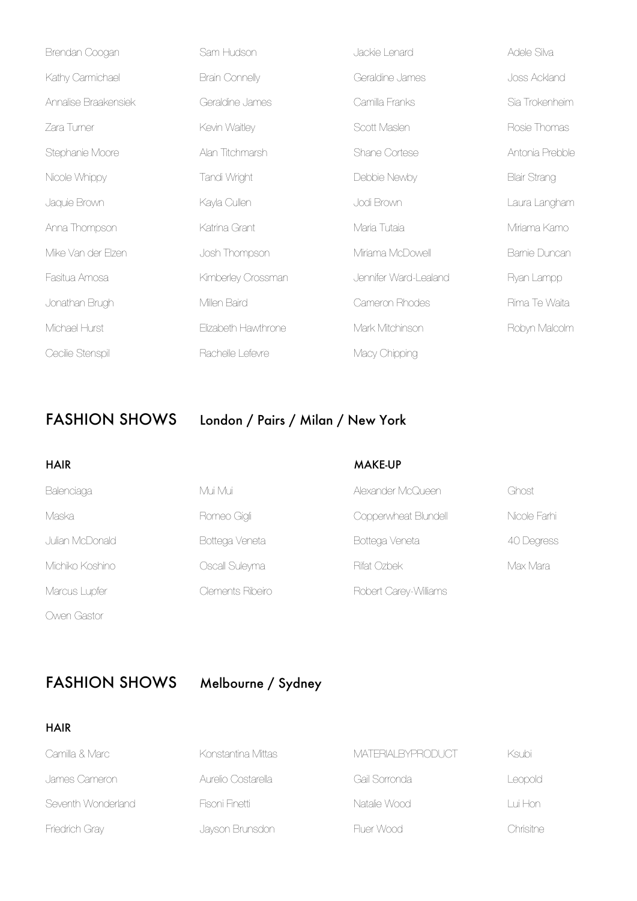Brendan Coogan
Kathy Carmichael
Annalise Braakensiek
Zara Turner
Stephanie Moore
Nicole Whippy
Jaquie Brown
Anna Thompson
Mike Van der Elzen
Fasitua Amosa
Jonathan Brugh
Michael Hurst
Cecilie Stenspil

Sam Hudson
Brain Connelly
Geraldine James
Kevin Waitley
Alan Titchmarsh
Tandi Wright
Kayla Cullen
Katrina Grant
Josh Thompson
Kimberley Crossman
Millen Baird
Elizabeth Hawthrone
Rachelle Lefevre

Jackie Lenard
Geraldine James
Camilla Franks
Scott Maslen
Shane Cortese
Debbie Newby
Jodi Brown
Maria Tutaia
Miriama McDowell
Jennifer Ward-Lealand
Cameron Rhodes
Mark Mitchinson
Macy Chipping

Adele Silva
Joss Ackland
Sia Trokenheim
Rosie Thomas
Antonia Prebble
Blair Strang
Laura Langham
Miriama Kamo
Barnie Duncan
Ryan Lampp
Rima Te Waita
Robyn Malcolm

## FASHION SHOWS London / Pairs / Milan / New York

### HAIR

Balenciaga
Maska
Julian McDonald
Michiko Koshino
Marcus Lupfer
Owen Gastor

Mui Mui
Romeo Gigli
Bottega Veneta
Oscall Suleyma
Clements Ribeiro

### MAKE-UP

Alexander McQueen
Copperwheat Blundell
Bottega Veneta
Rifat Ozbek
Robert Carey-Williams

Ghost
Nicole Farhi
40 Degress
Max Mara

## FASHION SHOWS Melbourne / Sydney

### HAIR

Camilla & Marc
James Cameron
Seventh Wonderland
Friedrich Gray

Konstantina Mittas
Aurelio Costarella
Fisoni Finetti
Jayson Brunsdon

MATERIALBYPRODUCT
Gail Sorronda
Natalie Wood
Fluer Wood

Ksubi
Leopold
Lui Hon
Chrisitne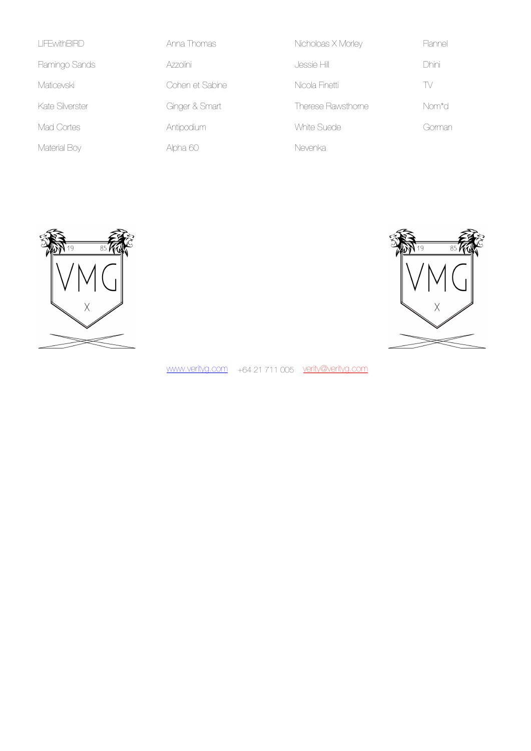| | | | |
|---|---|---|---|
| LIFEwithBIRD | Anna Thomas | Nicholoas X Morley | Flannel |
| Flamingo Sands | Azzolini | Jessie Hill | Dhini |
| Maticevski | Cohen et Sabine | Nicola Finetti | TV |
| Kate Silverster | Ginger & Smart | Therese Rawsthorne | Nom*d |
| Mad Cortes | Antipodium | White Suede | Gorman |
| Material Boy | Alpha 60 | Nevenka | |

www.verityg.com +64 21 711 005 verity@verityg.com